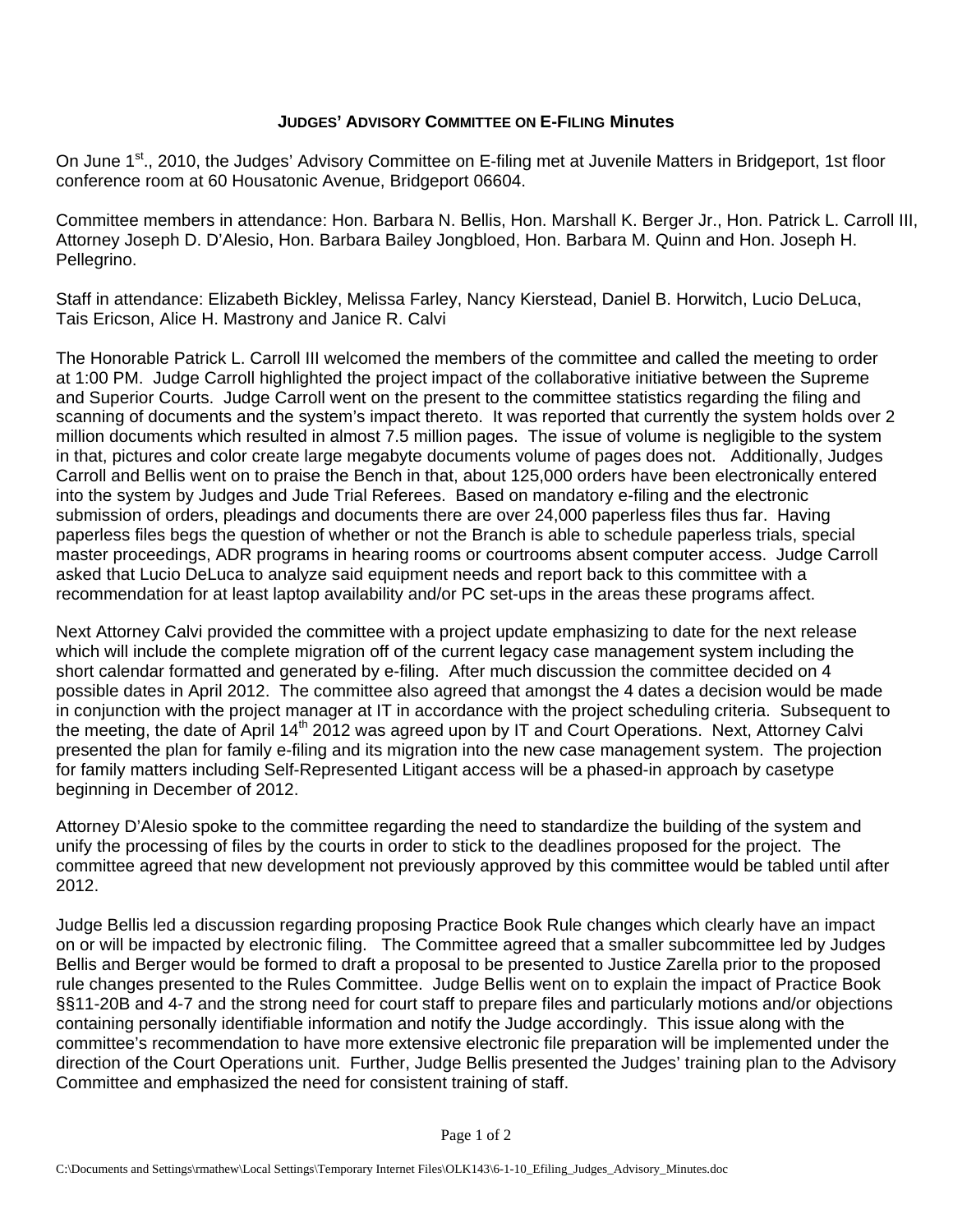# JUDGES' ADVISORY COMMITTEE ON E-FILING Minutes

On June 1st., 2010, the Judges' Advisory Committee on E-filing met at Juvenile Matters in Bridgeport, 1st floor conference room at 60 Housatonic Avenue, Bridgeport 06604.

Committee members in attendance: Hon. Barbara N. Bellis, Hon. Marshall K. Berger Jr., Hon. Patrick L. Carroll III, Attorney Joseph D. D'Alesio, Hon. Barbara Bailey Jongbloed, Hon. Barbara M. Quinn and Hon. Joseph H. Pellegrino.

Staff in attendance: Elizabeth Bickley, Melissa Farley, Nancy Kierstead, Daniel B. Horwitch, Lucio DeLuca, Tais Ericson, Alice H. Mastrony and Janice R. Calvi

The Honorable Patrick L. Carroll III welcomed the members of the committee and called the meeting to order at 1:00 PM. Judge Carroll highlighted the project impact of the collaborative initiative between the Supreme and Superior Courts. Judge Carroll went on the present to the committee statistics regarding the filing and scanning of documents and the system's impact thereto. It was reported that currently the system holds over 2 million documents which resulted in almost 7.5 million pages. The issue of volume is negligible to the system in that, pictures and color create large megabyte documents volume of pages does not. Additionally, Judges Carroll and Bellis went on to praise the Bench in that, about 125,000 orders have been electronically entered into the system by Judges and Jude Trial Referees. Based on mandatory e-filing and the electronic submission of orders, pleadings and documents there are over 24,000 paperless files thus far. Having paperless files begs the question of whether or not the Branch is able to schedule paperless trials, special master proceedings, ADR programs in hearing rooms or courtrooms absent computer access. Judge Carroll asked that Lucio DeLuca to analyze said equipment needs and report back to this committee with a recommendation for at least laptop availability and/or PC set-ups in the areas these programs affect.

Next Attorney Calvi provided the committee with a project update emphasizing to date for the next release which will include the complete migration off of the current legacy case management system including the short calendar formatted and generated by e-filing. After much discussion the committee decided on 4 possible dates in April 2012. The committee also agreed that amongst the 4 dates a decision would be made in conjunction with the project manager at IT in accordance with the project scheduling criteria. Subsequent to the meeting, the date of April 14th 2012 was agreed upon by IT and Court Operations. Next, Attorney Calvi presented the plan for family e-filing and its migration into the new case management system. The projection for family matters including Self-Represented Litigant access will be a phased-in approach by casetype beginning in December of 2012.

Attorney D'Alesio spoke to the committee regarding the need to standardize the building of the system and unify the processing of files by the courts in order to stick to the deadlines proposed for the project. The committee agreed that new development not previously approved by this committee would be tabled until after 2012.

Judge Bellis led a discussion regarding proposing Practice Book Rule changes which clearly have an impact on or will be impacted by electronic filing. The Committee agreed that a smaller subcommittee led by Judges Bellis and Berger would be formed to draft a proposal to be presented to Justice Zarella prior to the proposed rule changes presented to the Rules Committee. Judge Bellis went on to explain the impact of Practice Book §§11-20B and 4-7 and the strong need for court staff to prepare files and particularly motions and/or objections containing personally identifiable information and notify the Judge accordingly. This issue along with the committee's recommendation to have more extensive electronic file preparation will be implemented under the direction of the Court Operations unit. Further, Judge Bellis presented the Judges' training plan to the Advisory Committee and emphasized the need for consistent training of staff.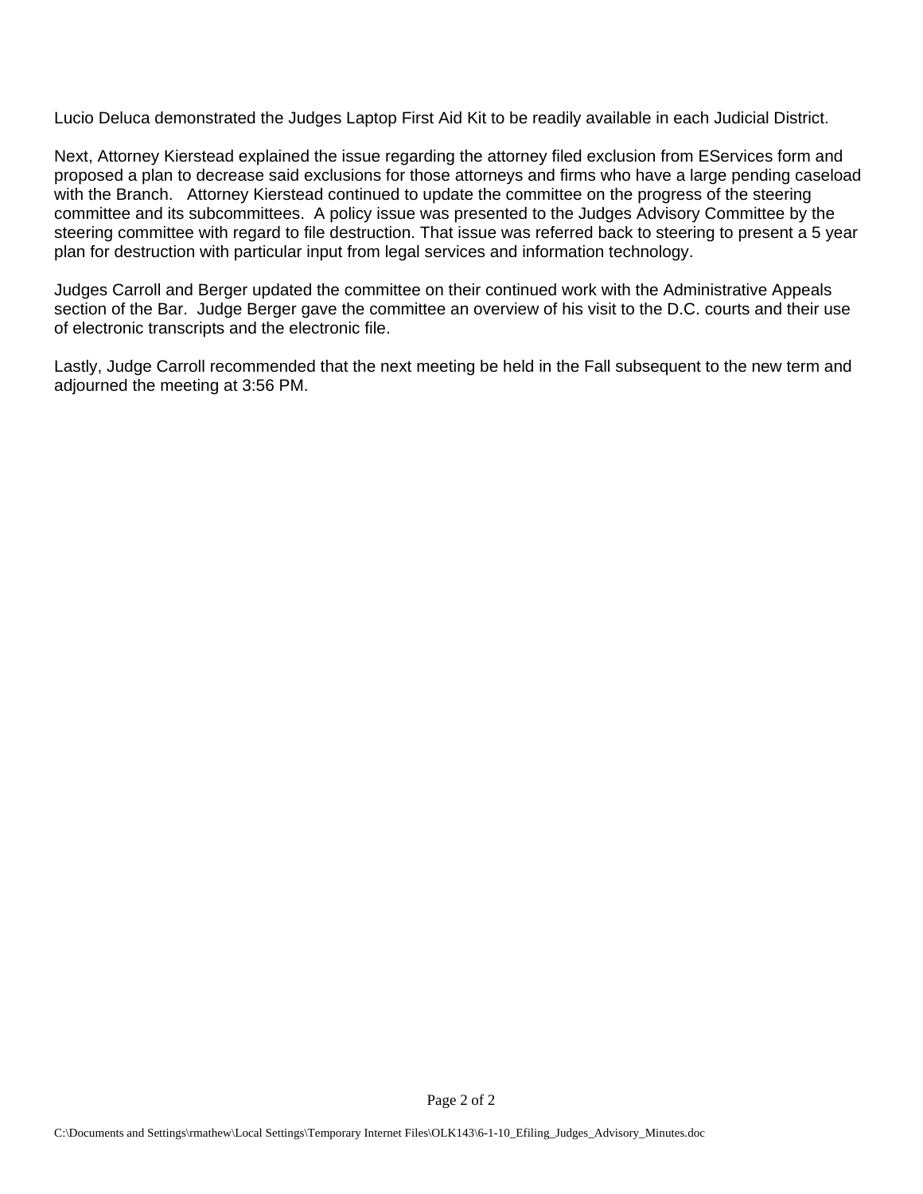Lucio Deluca demonstrated the Judges Laptop First Aid Kit to be readily available in each Judicial District.

Next, Attorney Kierstead explained the issue regarding the attorney filed exclusion from EServices form and proposed a plan to decrease said exclusions for those attorneys and firms who have a large pending caseload with the Branch. Attorney Kierstead continued to update the committee on the progress of the steering committee and its subcommittees. A policy issue was presented to the Judges Advisory Committee by the steering committee with regard to file destruction. That issue was referred back to steering to present a 5 year plan for destruction with particular input from legal services and information technology.

Judges Carroll and Berger updated the committee on their continued work with the Administrative Appeals section of the Bar. Judge Berger gave the committee an overview of his visit to the D.C. courts and their use of electronic transcripts and the electronic file.

Lastly, Judge Carroll recommended that the next meeting be held in the Fall subsequent to the new term and adjourned the meeting at 3:56 PM.